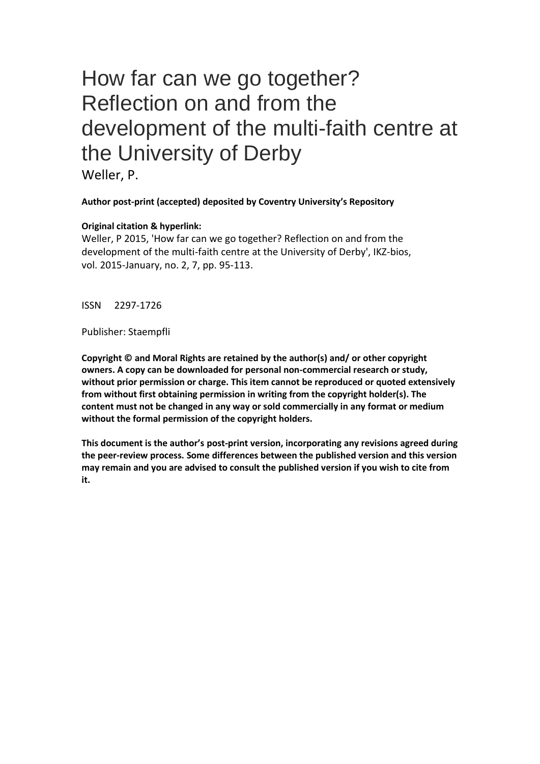# How far can we go together? Reflection on and from the development of the multi-faith centre at the University of Derby

Weller, P.

**Author post-print (accepted) deposited by Coventry University's Repository**

**Original citation & hyperlink:**

Weller, P 2015, 'How far can we go together? Reflection on and from the development of the multi-faith centre at the University of Derby', IKZ-bios, vol. 2015-January, no. 2, 7, pp. 95-113.

ISSN 2297-1726

Publisher: Staempfli

**Copyright © and Moral Rights are retained by the author(s) and/ or other copyright owners. A copy can be downloaded for personal non-commercial research or study, without prior permission or charge. This item cannot be reproduced or quoted extensively from without first obtaining permission in writing from the copyright holder(s). The content must not be changed in any way or sold commercially in any format or medium without the formal permission of the copyright holders.**

**This document is the author's post-print version, incorporating any revisions agreed during the peer-review process. Some differences between the published version and this version may remain and you are advised to consult the published version if you wish to cite from it.**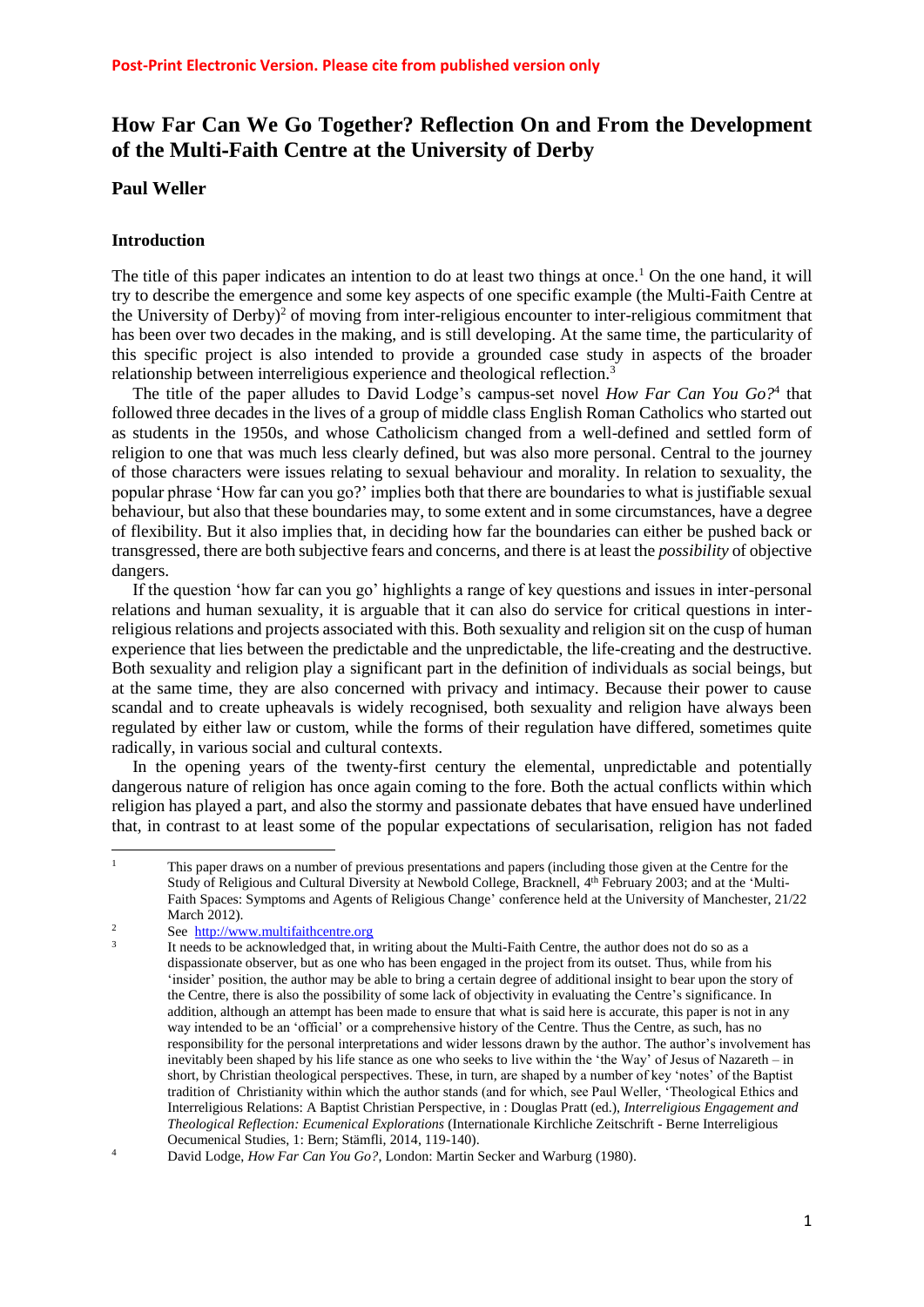# How Far Can We Go Together? Reflection On and From the Development of the Multi-Faith Centre at the University of Derby

**Paul Weller**

### Introduction

The title of this paper indicates an intention to do at least two things at once.[1] On the one hand, it will try to describe the emergence and some key aspects of one specific example (the Multi-Faith Centre at the University of Derby)[2] of moving from inter-religious encounter to inter-religious commitment that has been over two decades in the making, and is still developing. At the same time, the particularity of this specific project is also intended to provide a grounded case study in aspects of the broader relationship between interreligious experience and theological reflection.[3]

The title of the paper alludes to David Lodge's campus-set novel *How Far Can You Go?*[4] that followed three decades in the lives of a group of middle class English Roman Catholics who started out as students in the 1950s, and whose Catholicism changed from a well-defined and settled form of religion to one that was much less clearly defined, but was also more personal. Central to the journey of those characters were issues relating to sexual behaviour and morality. In relation to sexuality, the popular phrase 'How far can you go?' implies both that there are boundaries to what is justifiable sexual behaviour, but also that these boundaries may, to some extent and in some circumstances, have a degree of flexibility. But it also implies that, in deciding how far the boundaries can either be pushed back or transgressed, there are both subjective fears and concerns, and there is at least the *possibility* of objective dangers.

If the question 'how far can you go' highlights a range of key questions and issues in inter-personal relations and human sexuality, it is arguable that it can also do service for critical questions in inter-religious relations and projects associated with this. Both sexuality and religion sit on the cusp of human experience that lies between the predictable and the unpredictable, the life-creating and the destructive. Both sexuality and religion play a significant part in the definition of individuals as social beings, but at the same time, they are also concerned with privacy and intimacy. Because their power to cause scandal and to create upheavals is widely recognised, both sexuality and religion have always been regulated by either law or custom, while the forms of their regulation have differed, sometimes quite radically, in various social and cultural contexts.

In the opening years of the twenty-first century the elemental, unpredictable and potentially dangerous nature of religion has once again coming to the fore. Both the actual conflicts within which religion has played a part, and also the stormy and passionate debates that have ensued have underlined that, in contrast to at least some of the popular expectations of secularisation, religion has not faded

---

[1] This paper draws on a number of previous presentations and papers (including those given at the Centre for the Study of Religious and Cultural Diversity at Newbold College, Bracknell, 4th February 2003; and at the 'Multi-Faith Spaces: Symptoms and Agents of Religious Change' conference held at the University of Manchester, 21/22 March 2012).

[2] See http://www.multifaithcentre.org

[3] It needs to be acknowledged that, in writing about the Multi-Faith Centre, the author does not do so as a dispassionate observer, but as one who has been engaged in the project from its outset. Thus, while from his 'insider' position, the author may be able to bring a certain degree of additional insight to bear upon the story of the Centre, there is also the possibility of some lack of objectivity in evaluating the Centre's significance. In addition, although an attempt has been made to ensure that what is said here is accurate, this paper is not in any way intended to be an 'official' or a comprehensive history of the Centre. Thus the Centre, as such, has no responsibility for the personal interpretations and wider lessons drawn by the author. The author's involvement has inevitably been shaped by his life stance as one who seeks to live within the 'the Way' of Jesus of Nazareth – in short, by Christian theological perspectives. These, in turn, are shaped by a number of key 'notes' of the Baptist tradition of Christianity within which the author stands (and for which, see Paul Weller, 'Theological Ethics and Interreligious Relations: A Baptist Christian Perspective, in : Douglas Pratt (ed.), *Interreligious Engagement and Theological Reflection: Ecumenical Explorations* (Internationale Kirchliche Zeitschrift - Berne Interreligious Oecumenical Studies, 1: Bern; Stämfli, 2014, 119-140).

[4] David Lodge, *How Far Can You Go?*, London: Martin Secker and Warburg (1980).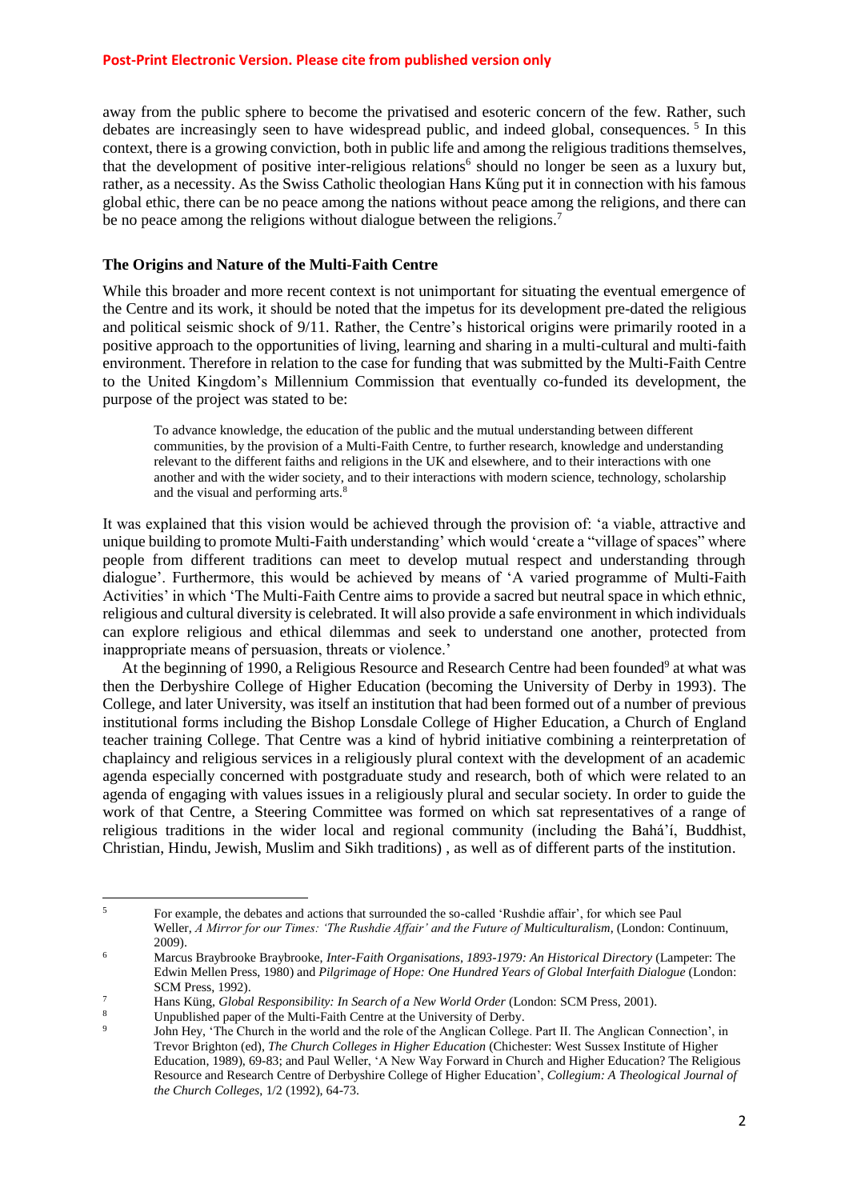**Post-Print Electronic Version. Please cite from published version only**

away from the public sphere to become the privatised and esoteric concern of the few. Rather, such debates are increasingly seen to have widespread public, and indeed global, consequences. [5] In this context, there is a growing conviction, both in public life and among the religious traditions themselves, that the development of positive inter-religious relations[6] should no longer be seen as a luxury but, rather, as a necessity. As the Swiss Catholic theologian Hans Kűng put it in connection with his famous global ethic, there can be no peace among the nations without peace among the religions, and there can be no peace among the religions without dialogue between the religions.[7]

**The Origins and Nature of the Multi-Faith Centre**

While this broader and more recent context is not unimportant for situating the eventual emergence of the Centre and its work, it should be noted that the impetus for its development pre-dated the religious and political seismic shock of 9/11. Rather, the Centre's historical origins were primarily rooted in a positive approach to the opportunities of living, learning and sharing in a multi-cultural and multi-faith environment. Therefore in relation to the case for funding that was submitted by the Multi-Faith Centre to the United Kingdom's Millennium Commission that eventually co-funded its development, the purpose of the project was stated to be:

> To advance knowledge, the education of the public and the mutual understanding between different communities, by the provision of a Multi-Faith Centre, to further research, knowledge and understanding relevant to the different faiths and religions in the UK and elsewhere, and to their interactions with one another and with the wider society, and to their interactions with modern science, technology, scholarship and the visual and performing arts.[8]

It was explained that this vision would be achieved through the provision of: 'a viable, attractive and unique building to promote Multi-Faith understanding' which would 'create a "village of spaces" where people from different traditions can meet to develop mutual respect and understanding through dialogue'. Furthermore, this would be achieved by means of 'A varied programme of Multi-Faith Activities' in which 'The Multi-Faith Centre aims to provide a sacred but neutral space in which ethnic, religious and cultural diversity is celebrated. It will also provide a safe environment in which individuals can explore religious and ethical dilemmas and seek to understand one another, protected from inappropriate means of persuasion, threats or violence.'

At the beginning of 1990, a Religious Resource and Research Centre had been founded[9] at what was then the Derbyshire College of Higher Education (becoming the University of Derby in 1993). The College, and later University, was itself an institution that had been formed out of a number of previous institutional forms including the Bishop Lonsdale College of Higher Education, a Church of England teacher training College. That Centre was a kind of hybrid initiative combining a reinterpretation of chaplaincy and religious services in a religiously plural context with the development of an academic agenda especially concerned with postgraduate study and research, both of which were related to an agenda of engaging with values issues in a religiously plural and secular society. In order to guide the work of that Centre, a Steering Committee was formed on which sat representatives of a range of religious traditions in the wider local and regional community (including the Bahá'í, Buddhist, Christian, Hindu, Jewish, Muslim and Sikh traditions) , as well as of different parts of the institution.

---

[5] For example, the debates and actions that surrounded the so-called 'Rushdie affair', for which see Paul Weller, *A Mirror for our Times: 'The Rushdie Affair' and the Future of Multiculturalism*, (London: Continuum, 2009).

[6] Marcus Braybrooke Braybrooke, *Inter-Faith Organisations, 1893-1979: An Historical Directory* (Lampeter: The Edwin Mellen Press, 1980) and *Pilgrimage of Hope: One Hundred Years of Global Interfaith Dialogue* (London: SCM Press, 1992).

[7] Hans Küng, *Global Responsibility: In Search of a New World Order* (London: SCM Press, 2001).

[8] Unpublished paper of the Multi-Faith Centre at the University of Derby.

[9] John Hey, 'The Church in the world and the role of the Anglican College. Part II. The Anglican Connection', in Trevor Brighton (ed), *The Church Colleges in Higher Education* (Chichester: West Sussex Institute of Higher Education, 1989), 69-83; and Paul Weller, 'A New Way Forward in Church and Higher Education? The Religious Resource and Research Centre of Derbyshire College of Higher Education', *Collegium: A Theological Journal of the Church Colleges*, 1/2 (1992), 64-73.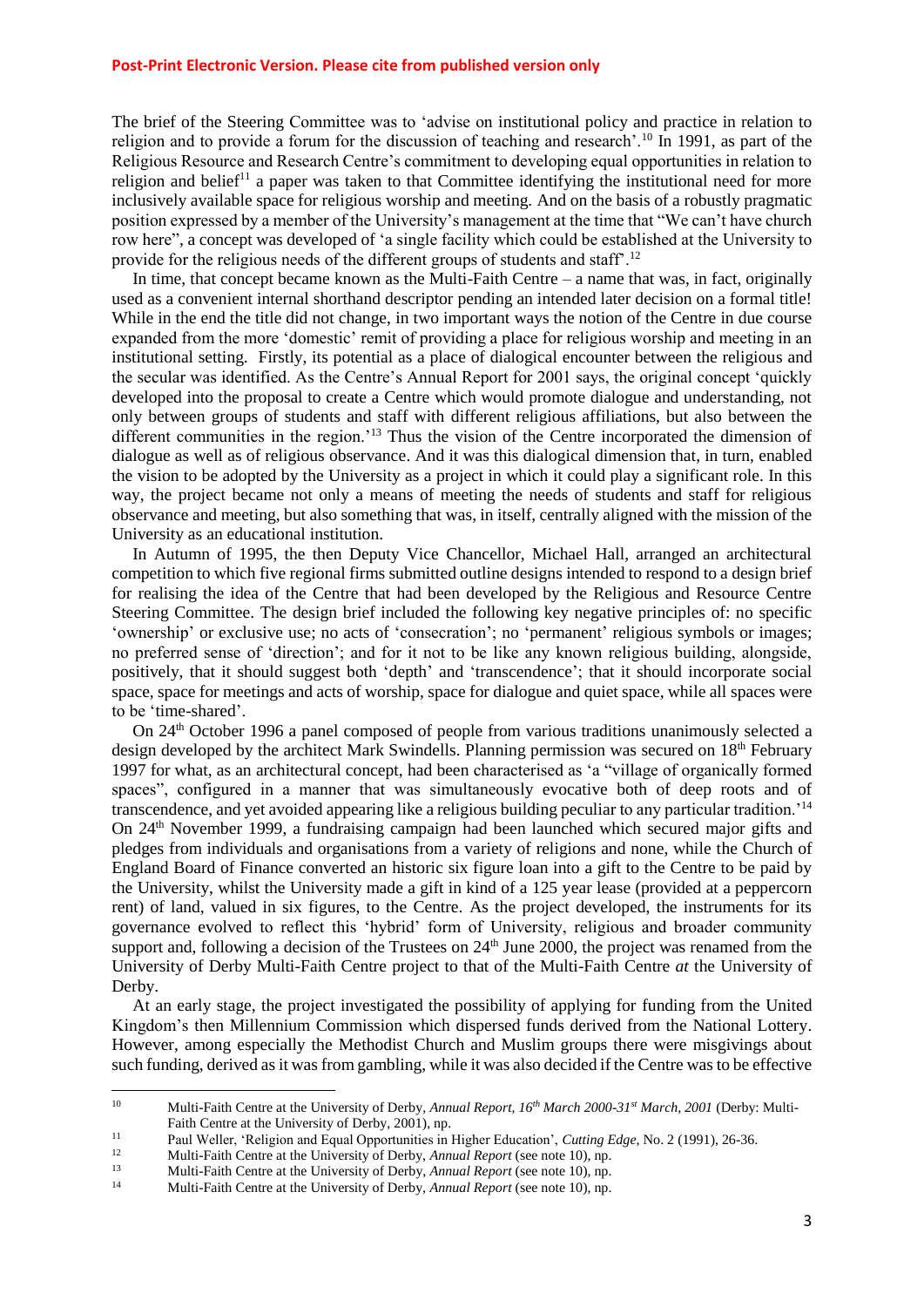The brief of the Steering Committee was to 'advise on institutional policy and practice in relation to religion and to provide a forum for the discussion of teaching and research'.[10] In 1991, as part of the Religious Resource and Research Centre's commitment to developing equal opportunities in relation to religion and belief[11] a paper was taken to that Committee identifying the institutional need for more inclusively available space for religious worship and meeting. And on the basis of a robustly pragmatic position expressed by a member of the University's management at the time that "We can't have church row here", a concept was developed of 'a single facility which could be established at the University to provide for the religious needs of the different groups of students and staff'.[12]

In time, that concept became known as the Multi-Faith Centre – a name that was, in fact, originally used as a convenient internal shorthand descriptor pending an intended later decision on a formal title! While in the end the title did not change, in two important ways the notion of the Centre in due course expanded from the more 'domestic' remit of providing a place for religious worship and meeting in an institutional setting. Firstly, its potential as a place of dialogical encounter between the religious and the secular was identified. As the Centre's Annual Report for 2001 says, the original concept 'quickly developed into the proposal to create a Centre which would promote dialogue and understanding, not only between groups of students and staff with different religious affiliations, but also between the different communities in the region.'[13] Thus the vision of the Centre incorporated the dimension of dialogue as well as of religious observance. And it was this dialogical dimension that, in turn, enabled the vision to be adopted by the University as a project in which it could play a significant role. In this way, the project became not only a means of meeting the needs of students and staff for religious observance and meeting, but also something that was, in itself, centrally aligned with the mission of the University as an educational institution.

In Autumn of 1995, the then Deputy Vice Chancellor, Michael Hall, arranged an architectural competition to which five regional firms submitted outline designs intended to respond to a design brief for realising the idea of the Centre that had been developed by the Religious and Resource Centre Steering Committee. The design brief included the following key negative principles of: no specific 'ownership' or exclusive use; no acts of 'consecration'; no 'permanent' religious symbols or images; no preferred sense of 'direction'; and for it not to be like any known religious building, alongside, positively, that it should suggest both 'depth' and 'transcendence'; that it should incorporate social space, space for meetings and acts of worship, space for dialogue and quiet space, while all spaces were to be 'time-shared'.

On 24th October 1996 a panel composed of people from various traditions unanimously selected a design developed by the architect Mark Swindells. Planning permission was secured on 18th February 1997 for what, as an architectural concept, had been characterised as 'a "village of organically formed spaces", configured in a manner that was simultaneously evocative both of deep roots and of transcendence, and yet avoided appearing like a religious building peculiar to any particular tradition.'[14] On 24th November 1999, a fundraising campaign had been launched which secured major gifts and pledges from individuals and organisations from a variety of religions and none, while the Church of England Board of Finance converted an historic six figure loan into a gift to the Centre to be paid by the University, whilst the University made a gift in kind of a 125 year lease (provided at a peppercorn rent) of land, valued in six figures, to the Centre. As the project developed, the instruments for its governance evolved to reflect this 'hybrid' form of University, religious and broader community support and, following a decision of the Trustees on 24th June 2000, the project was renamed from the University of Derby Multi-Faith Centre project to that of the Multi-Faith Centre *at* the University of Derby.

At an early stage, the project investigated the possibility of applying for funding from the United Kingdom's then Millennium Commission which dispersed funds derived from the National Lottery. However, among especially the Methodist Church and Muslim groups there were misgivings about such funding, derived as it was from gambling, while it was also decided if the Centre was to be effective

---

[10] Multi-Faith Centre at the University of Derby, *Annual Report, 16th March 2000-31st March, 2001* (Derby: Multi-Faith Centre at the University of Derby, 2001), np.

[11] Paul Weller, 'Religion and Equal Opportunities in Higher Education', *Cutting Edge*, No. 2 (1991), 26-36.

[12] Multi-Faith Centre at the University of Derby, *Annual Report* (see note 10), np.

[13] Multi-Faith Centre at the University of Derby, *Annual Report* (see note 10), np.

[14] Multi-Faith Centre at the University of Derby, *Annual Report* (see note 10), np.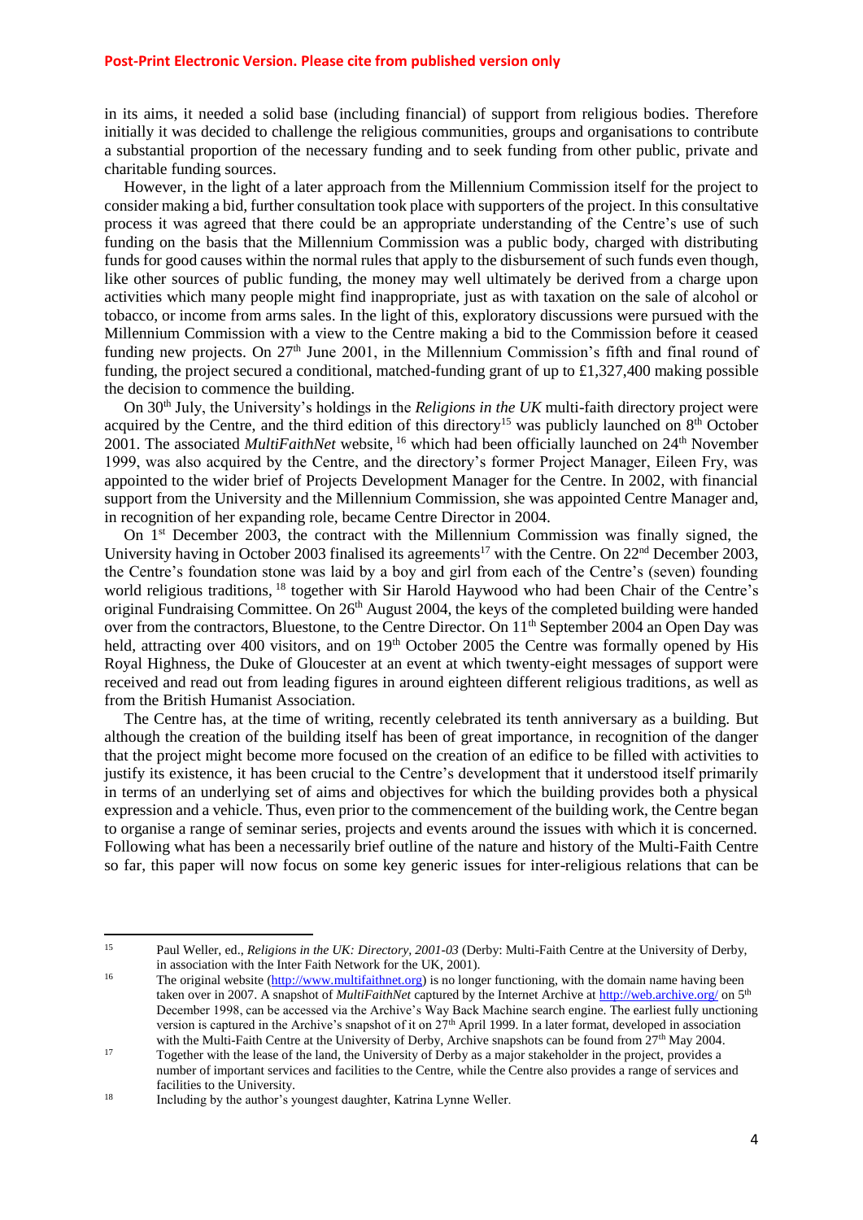in its aims, it needed a solid base (including financial) of support from religious bodies. Therefore initially it was decided to challenge the religious communities, groups and organisations to contribute a substantial proportion of the necessary funding and to seek funding from other public, private and charitable funding sources.

However, in the light of a later approach from the Millennium Commission itself for the project to consider making a bid, further consultation took place with supporters of the project. In this consultative process it was agreed that there could be an appropriate understanding of the Centre's use of such funding on the basis that the Millennium Commission was a public body, charged with distributing funds for good causes within the normal rules that apply to the disbursement of such funds even though, like other sources of public funding, the money may well ultimately be derived from a charge upon activities which many people might find inappropriate, just as with taxation on the sale of alcohol or tobacco, or income from arms sales. In the light of this, exploratory discussions were pursued with the Millennium Commission with a view to the Centre making a bid to the Commission before it ceased funding new projects. On 27th June 2001, in the Millennium Commission's fifth and final round of funding, the project secured a conditional, matched-funding grant of up to £1,327,400 making possible the decision to commence the building.

On 30th July, the University's holdings in the *Religions in the UK* multi-faith directory project were acquired by the Centre, and the third edition of this directory[15] was publicly launched on 8th October 2001. The associated *MultiFaithNet* website, [16] which had been officially launched on 24th November 1999, was also acquired by the Centre, and the directory's former Project Manager, Eileen Fry, was appointed to the wider brief of Projects Development Manager for the Centre. In 2002, with financial support from the University and the Millennium Commission, she was appointed Centre Manager and, in recognition of her expanding role, became Centre Director in 2004.

On 1st December 2003, the contract with the Millennium Commission was finally signed, the University having in October 2003 finalised its agreements[17] with the Centre. On 22nd December 2003, the Centre's foundation stone was laid by a boy and girl from each of the Centre's (seven) founding world religious traditions, [18] together with Sir Harold Haywood who had been Chair of the Centre's original Fundraising Committee. On 26th August 2004, the keys of the completed building were handed over from the contractors, Bluestone, to the Centre Director. On 11th September 2004 an Open Day was held, attracting over 400 visitors, and on 19th October 2005 the Centre was formally opened by His Royal Highness, the Duke of Gloucester at an event at which twenty-eight messages of support were received and read out from leading figures in around eighteen different religious traditions, as well as from the British Humanist Association.

The Centre has, at the time of writing, recently celebrated its tenth anniversary as a building. But although the creation of the building itself has been of great importance, in recognition of the danger that the project might become more focused on the creation of an edifice to be filled with activities to justify its existence, it has been crucial to the Centre's development that it understood itself primarily in terms of an underlying set of aims and objectives for which the building provides both a physical expression and a vehicle. Thus, even prior to the commencement of the building work, the Centre began to organise a range of seminar series, projects and events around the issues with which it is concerned. Following what has been a necessarily brief outline of the nature and history of the Multi-Faith Centre so far, this paper will now focus on some key generic issues for inter-religious relations that can be

---

[15] Paul Weller, ed., *Religions in the UK: Directory, 2001-03* (Derby: Multi-Faith Centre at the University of Derby, in association with the Inter Faith Network for the UK, 2001).

[16] The original website (http://www.multifaithnet.org) is no longer functioning, with the domain name having been taken over in 2007. A snapshot of *MultiFaithNet* captured by the Internet Archive at http://web.archive.org/ on 5th December 1998, can be accessed via the Archive's Way Back Machine search engine. The earliest fully unctioning version is captured in the Archive's snapshot of it on 27th April 1999. In a later format, developed in association with the Multi-Faith Centre at the University of Derby, Archive snapshots can be found from 27th May 2004.

[17] Together with the lease of the land, the University of Derby as a major stakeholder in the project, provides a number of important services and facilities to the Centre, while the Centre also provides a range of services and facilities to the University.

[18] Including by the author's youngest daughter, Katrina Lynne Weller.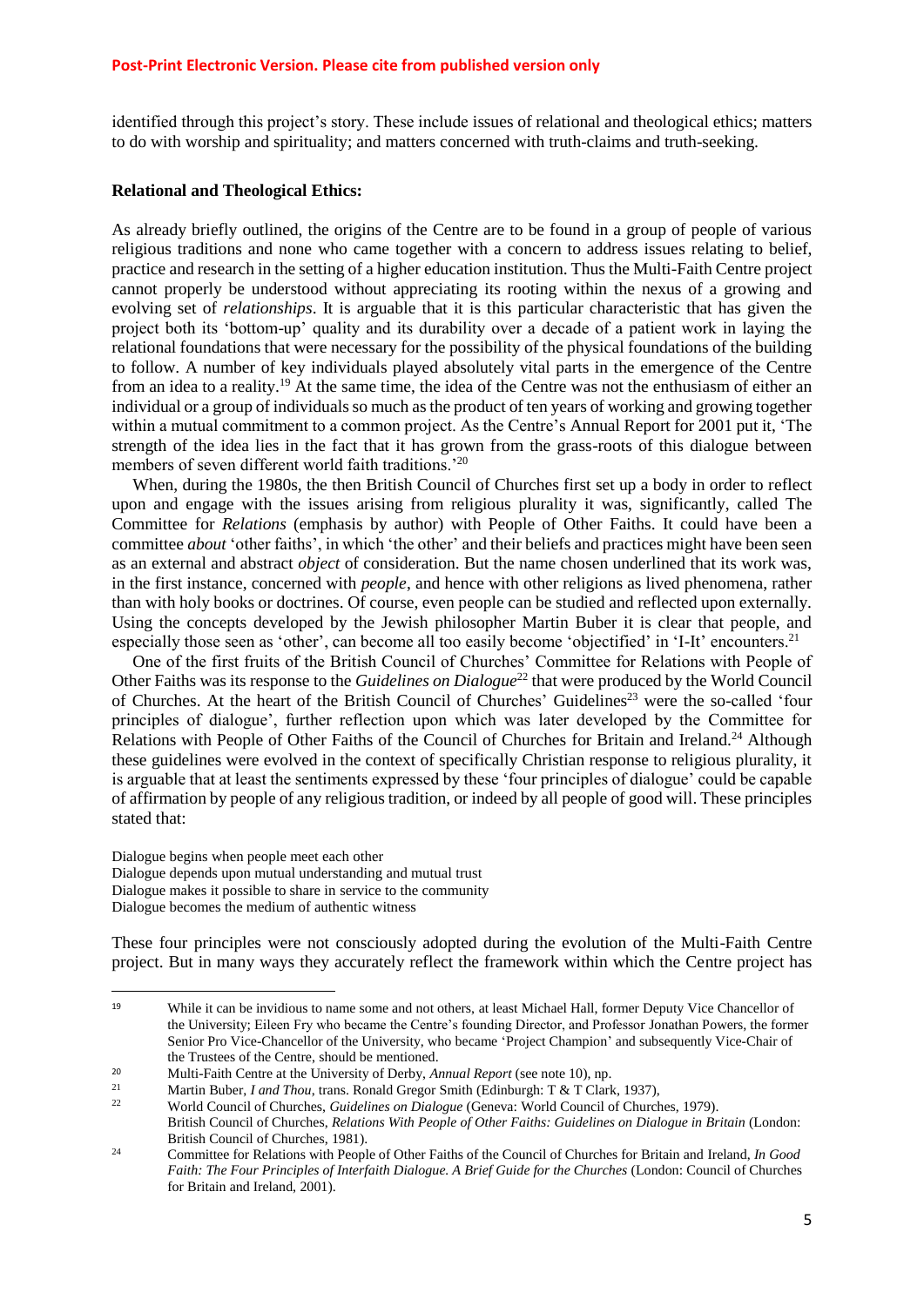identified through this project's story. These include issues of relational and theological ethics; matters to do with worship and spirituality; and matters concerned with truth-claims and truth-seeking.

**Relational and Theological Ethics:**

As already briefly outlined, the origins of the Centre are to be found in a group of people of various religious traditions and none who came together with a concern to address issues relating to belief, practice and research in the setting of a higher education institution. Thus the Multi-Faith Centre project cannot properly be understood without appreciating its rooting within the nexus of a growing and evolving set of *relationships*. It is arguable that it is this particular characteristic that has given the project both its 'bottom-up' quality and its durability over a decade of a patient work in laying the relational foundations that were necessary for the possibility of the physical foundations of the building to follow. A number of key individuals played absolutely vital parts in the emergence of the Centre from an idea to a reality.[19] At the same time, the idea of the Centre was not the enthusiasm of either an individual or a group of individuals so much as the product of ten years of working and growing together within a mutual commitment to a common project. As the Centre's Annual Report for 2001 put it, 'The strength of the idea lies in the fact that it has grown from the grass-roots of this dialogue between members of seven different world faith traditions.'[20]

When, during the 1980s, the then British Council of Churches first set up a body in order to reflect upon and engage with the issues arising from religious plurality it was, significantly, called The Committee for *Relations* (emphasis by author) with People of Other Faiths. It could have been a committee *about* 'other faiths', in which 'the other' and their beliefs and practices might have been seen as an external and abstract *object* of consideration. But the name chosen underlined that its work was, in the first instance, concerned with *people*, and hence with other religions as lived phenomena, rather than with holy books or doctrines. Of course, even people can be studied and reflected upon externally. Using the concepts developed by the Jewish philosopher Martin Buber it is clear that people, and especially those seen as 'other', can become all too easily become 'objectified' in 'I-It' encounters.[21]

One of the first fruits of the British Council of Churches' Committee for Relations with People of Other Faiths was its response to the *Guidelines on Dialogue*[22] that were produced by the World Council of Churches. At the heart of the British Council of Churches' Guidelines[23] were the so-called 'four principles of dialogue', further reflection upon which was later developed by the Committee for Relations with People of Other Faiths of the Council of Churches for Britain and Ireland.[24] Although these guidelines were evolved in the context of specifically Christian response to religious plurality, it is arguable that at least the sentiments expressed by these 'four principles of dialogue' could be capable of affirmation by people of any religious tradition, or indeed by all people of good will. These principles stated that:

Dialogue begins when people meet each other
Dialogue depends upon mutual understanding and mutual trust
Dialogue makes it possible to share in service to the community
Dialogue becomes the medium of authentic witness

These four principles were not consciously adopted during the evolution of the Multi-Faith Centre project. But in many ways they accurately reflect the framework within which the Centre project has

---

[19] While it can be invidious to name some and not others, at least Michael Hall, former Deputy Vice Chancellor of the University; Eileen Fry who became the Centre's founding Director, and Professor Jonathan Powers, the former Senior Pro Vice-Chancellor of the University, who became 'Project Champion' and subsequently Vice-Chair of the Trustees of the Centre, should be mentioned.

[20] Multi-Faith Centre at the University of Derby, *Annual Report* (see note 10), np.

[21] Martin Buber, *I and Thou*, trans. Ronald Gregor Smith (Edinburgh: T & T Clark, 1937),

[22] World Council of Churches, *Guidelines on Dialogue* (Geneva: World Council of Churches, 1979).
British Council of Churches, *Relations With People of Other Faiths: Guidelines on Dialogue in Britain* (London: British Council of Churches, 1981).

[24] Committee for Relations with People of Other Faiths of the Council of Churches for Britain and Ireland, *In Good Faith: The Four Principles of Interfaith Dialogue. A Brief Guide for the Churches* (London: Council of Churches for Britain and Ireland, 2001).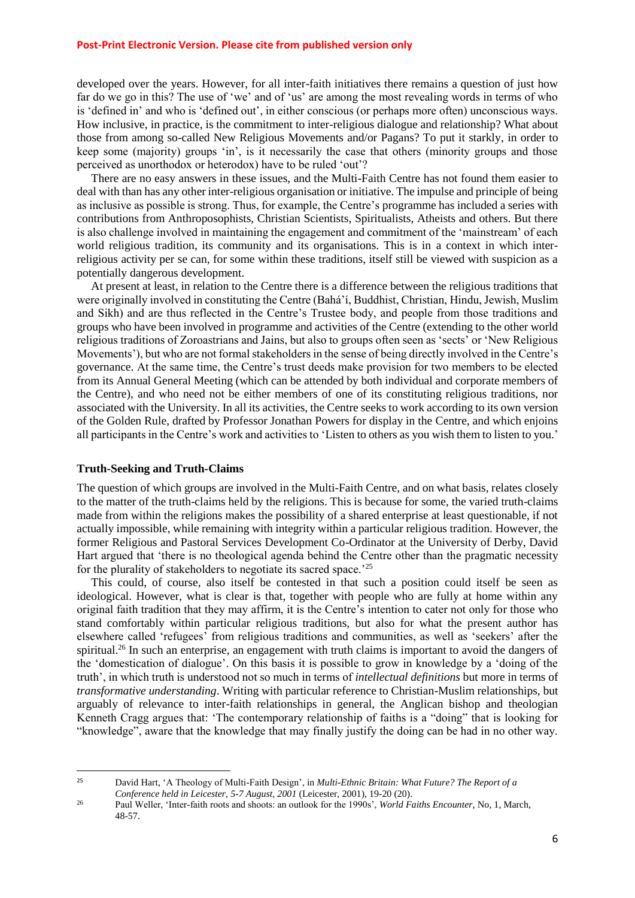developed over the years. However, for all inter-faith initiatives there remains a question of just how far do we go in this? The use of 'we' and of 'us' are among the most revealing words in terms of who is 'defined in' and who is 'defined out', in either conscious (or perhaps more often) unconscious ways. How inclusive, in practice, is the commitment to inter-religious dialogue and relationship? What about those from among so-called New Religious Movements and/or Pagans? To put it starkly, in order to keep some (majority) groups 'in', is it necessarily the case that others (minority groups and those perceived as unorthodox or heterodox) have to be ruled 'out'?

There are no easy answers in these issues, and the Multi-Faith Centre has not found them easier to deal with than has any other inter-religious organisation or initiative. The impulse and principle of being as inclusive as possible is strong. Thus, for example, the Centre's programme has included a series with contributions from Anthroposophists, Christian Scientists, Spiritualists, Atheists and others. But there is also challenge involved in maintaining the engagement and commitment of the 'mainstream' of each world religious tradition, its community and its organisations. This is in a context in which inter-religious activity per se can, for some within these traditions, itself still be viewed with suspicion as a potentially dangerous development.

At present at least, in relation to the Centre there is a difference between the religious traditions that were originally involved in constituting the Centre (Bahá'í, Buddhist, Christian, Hindu, Jewish, Muslim and Sikh) and are thus reflected in the Centre's Trustee body, and people from those traditions and groups who have been involved in programme and activities of the Centre (extending to the other world religious traditions of Zoroastrians and Jains, but also to groups often seen as 'sects' or 'New Religious Movements'), but who are not formal stakeholders in the sense of being directly involved in the Centre's governance. At the same time, the Centre's trust deeds make provision for two members to be elected from its Annual General Meeting (which can be attended by both individual and corporate members of the Centre), and who need not be either members of one of its constituting religious traditions, nor associated with the University. In all its activities, the Centre seeks to work according to its own version of the Golden Rule, drafted by Professor Jonathan Powers for display in the Centre, and which enjoins all participants in the Centre's work and activities to 'Listen to others as you wish them to listen to you.'

## Truth-Seeking and Truth-Claims

The question of which groups are involved in the Multi-Faith Centre, and on what basis, relates closely to the matter of the truth-claims held by the religions. This is because for some, the varied truth-claims made from within the religions makes the possibility of a shared enterprise at least questionable, if not actually impossible, while remaining with integrity within a particular religious tradition. However, the former Religious and Pastoral Services Development Co-Ordinator at the University of Derby, David Hart argued that 'there is no theological agenda behind the Centre other than the pragmatic necessity for the plurality of stakeholders to negotiate its sacred space.'[25]

This could, of course, also itself be contested in that such a position could itself be seen as ideological. However, what is clear is that, together with people who are fully at home within any original faith tradition that they may affirm, it is the Centre's intention to cater not only for those who stand comfortably within particular religious traditions, but also for what the present author has elsewhere called 'refugees' from religious traditions and communities, as well as 'seekers' after the spiritual.[26] In such an enterprise, an engagement with truth claims is important to avoid the dangers of the 'domestication of dialogue'. On this basis it is possible to grow in knowledge by a 'doing of the truth', in which truth is understood not so much in terms of *intellectual definitions* but more in terms of *transformative understanding*. Writing with particular reference to Christian-Muslim relationships, but arguably of relevance to inter-faith relationships in general, the Anglican bishop and theologian Kenneth Cragg argues that: 'The contemporary relationship of faiths is a "doing" that is looking for "knowledge", aware that the knowledge that may finally justify the doing can be had in no other way.

---

[25] David Hart, 'A Theology of Multi-Faith Design', in *Multi-Ethnic Britain: What Future? The Report of a Conference held in Leicester, 5-7 August, 2001* (Leicester, 2001), 19-20 (20).

[26] Paul Weller, 'Inter-faith roots and shoots: an outlook for the 1990s', *World Faiths Encounter*, No, 1, March, 48-57.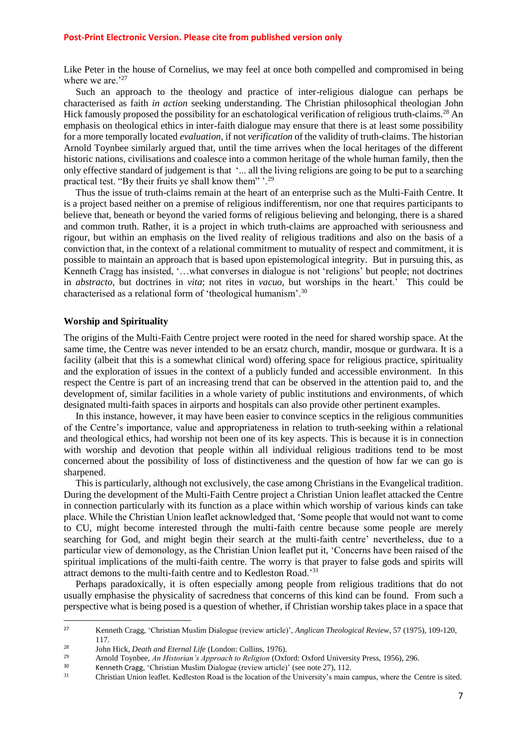Like Peter in the house of Cornelius, we may feel at once both compelled and compromised in being where we are.'[27]

Such an approach to the theology and practice of inter-religious dialogue can perhaps be characterised as faith *in action* seeking understanding. The Christian philosophical theologian John Hick famously proposed the possibility for an eschatological verification of religious truth-claims.[28] An emphasis on theological ethics in inter-faith dialogue may ensure that there is at least some possibility for a more temporally located *evaluation*, if not *verification* of the validity of truth-claims. The historian Arnold Toynbee similarly argued that, until the time arrives when the local heritages of the different historic nations, civilisations and coalesce into a common heritage of the whole human family, then the only effective standard of judgement is that '... all the living religions are going to be put to a searching practical test. "By their fruits ye shall know them" '.[29]

Thus the issue of truth-claims remain at the heart of an enterprise such as the Multi-Faith Centre. It is a project based neither on a premise of religious indifferentism, nor one that requires participants to believe that, beneath or beyond the varied forms of religious believing and belonging, there is a shared and common truth. Rather, it is a project in which truth-claims are approached with seriousness and rigour, but within an emphasis on the lived reality of religious traditions and also on the basis of a conviction that, in the context of a relational commitment to mutuality of respect and commitment, it is possible to maintain an approach that is based upon epistemological integrity. But in pursuing this, as Kenneth Cragg has insisted, '…what converses in dialogue is not 'religions' but people; not doctrines in *abstracto*, but doctrines in *vita*; not rites in *vacuo*, but worships in the heart.' This could be characterised as a relational form of 'theological humanism'.[30]

## Worship and Spirituality

The origins of the Multi-Faith Centre project were rooted in the need for shared worship space. At the same time, the Centre was never intended to be an ersatz church, mandir, mosque or gurdwara. It is a facility (albeit that this is a somewhat clinical word) offering space for religious practice, spirituality and the exploration of issues in the context of a publicly funded and accessible environment. In this respect the Centre is part of an increasing trend that can be observed in the attention paid to, and the development of, similar facilities in a whole variety of public institutions and environments, of which designated multi-faith spaces in airports and hospitals can also provide other pertinent examples.

In this instance, however, it may have been easier to convince sceptics in the religious communities of the Centre's importance, value and appropriateness in relation to truth-seeking within a relational and theological ethics, had worship not been one of its key aspects. This is because it is in connection with worship and devotion that people within all individual religious traditions tend to be most concerned about the possibility of loss of distinctiveness and the question of how far we can go is sharpened.

This is particularly, although not exclusively, the case among Christians in the Evangelical tradition. During the development of the Multi-Faith Centre project a Christian Union leaflet attacked the Centre in connection particularly with its function as a place within which worship of various kinds can take place. While the Christian Union leaflet acknowledged that, 'Some people that would not want to come to CU, might become interested through the multi-faith centre because some people are merely searching for God, and might begin their search at the multi-faith centre' nevertheless, due to a particular view of demonology, as the Christian Union leaflet put it, 'Concerns have been raised of the spiritual implications of the multi-faith centre. The worry is that prayer to false gods and spirits will attract demons to the multi-faith centre and to Kedleston Road.'[31]

Perhaps paradoxically, it is often especially among people from religious traditions that do not usually emphasise the physicality of sacredness that concerns of this kind can be found. From such a perspective what is being posed is a question of whether, if Christian worship takes place in a space that

---

[27] Kenneth Cragg, 'Christian Muslim Dialogue (review article)', *Anglican Theological Review*, 57 (1975), 109-120, 117.

[28] John Hick, *Death and Eternal Life* (London: Collins, 1976).

[29] Arnold Toynbee, *An Historian's Approach to Religion* (Oxford: Oxford University Press, 1956), 296.

[30] Kenneth Cragg, 'Christian Muslim Dialogue (review article)' (see note 27), 112.

[31] Christian Union leaflet. Kedleston Road is the location of the University's main campus, where the Centre is sited.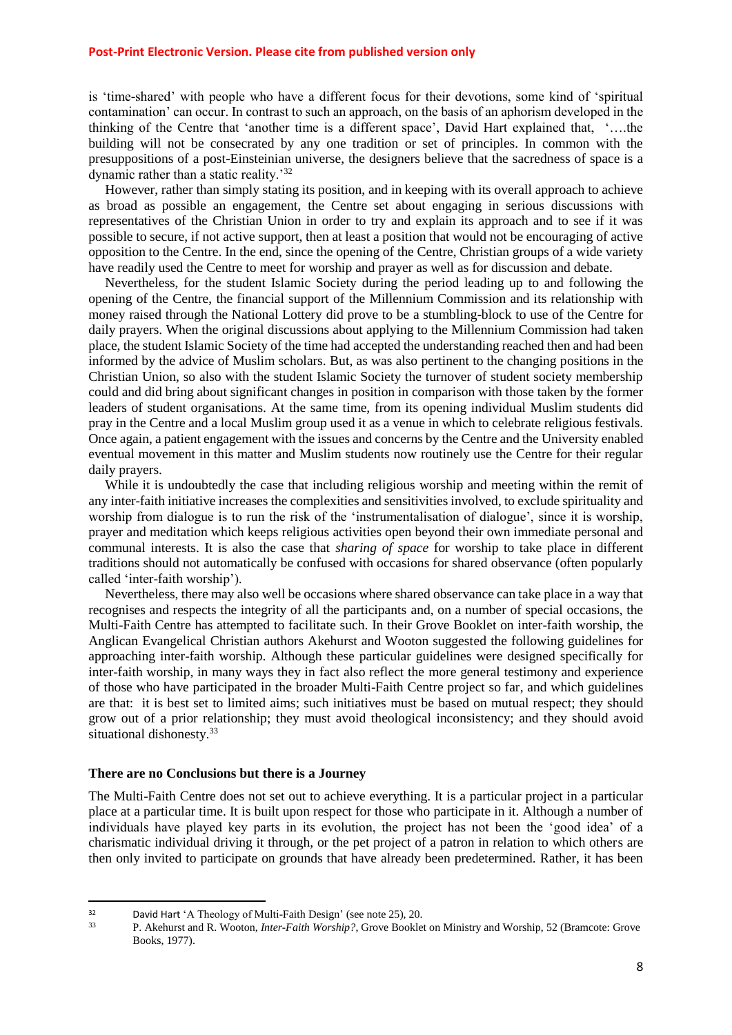is 'time-shared' with people who have a different focus for their devotions, some kind of 'spiritual contamination' can occur. In contrast to such an approach, on the basis of an aphorism developed in the thinking of the Centre that 'another time is a different space', David Hart explained that, '….the building will not be consecrated by any one tradition or set of principles. In common with the presuppositions of a post-Einsteinian universe, the designers believe that the sacredness of space is a dynamic rather than a static reality.'[32]

However, rather than simply stating its position, and in keeping with its overall approach to achieve as broad as possible an engagement, the Centre set about engaging in serious discussions with representatives of the Christian Union in order to try and explain its approach and to see if it was possible to secure, if not active support, then at least a position that would not be encouraging of active opposition to the Centre. In the end, since the opening of the Centre, Christian groups of a wide variety have readily used the Centre to meet for worship and prayer as well as for discussion and debate.

Nevertheless, for the student Islamic Society during the period leading up to and following the opening of the Centre, the financial support of the Millennium Commission and its relationship with money raised through the National Lottery did prove to be a stumbling-block to use of the Centre for daily prayers. When the original discussions about applying to the Millennium Commission had taken place, the student Islamic Society of the time had accepted the understanding reached then and had been informed by the advice of Muslim scholars. But, as was also pertinent to the changing positions in the Christian Union, so also with the student Islamic Society the turnover of student society membership could and did bring about significant changes in position in comparison with those taken by the former leaders of student organisations. At the same time, from its opening individual Muslim students did pray in the Centre and a local Muslim group used it as a venue in which to celebrate religious festivals. Once again, a patient engagement with the issues and concerns by the Centre and the University enabled eventual movement in this matter and Muslim students now routinely use the Centre for their regular daily prayers.

While it is undoubtedly the case that including religious worship and meeting within the remit of any inter-faith initiative increases the complexities and sensitivities involved, to exclude spirituality and worship from dialogue is to run the risk of the 'instrumentalisation of dialogue', since it is worship, prayer and meditation which keeps religious activities open beyond their own immediate personal and communal interests. It is also the case that *sharing of space* for worship to take place in different traditions should not automatically be confused with occasions for shared observance (often popularly called 'inter-faith worship').

Nevertheless, there may also well be occasions where shared observance can take place in a way that recognises and respects the integrity of all the participants and, on a number of special occasions, the Multi-Faith Centre has attempted to facilitate such. In their Grove Booklet on inter-faith worship, the Anglican Evangelical Christian authors Akehurst and Wooton suggested the following guidelines for approaching inter-faith worship. Although these particular guidelines were designed specifically for inter-faith worship, in many ways they in fact also reflect the more general testimony and experience of those who have participated in the broader Multi-Faith Centre project so far, and which guidelines are that: it is best set to limited aims; such initiatives must be based on mutual respect; they should grow out of a prior relationship; they must avoid theological inconsistency; and they should avoid situational dishonesty.[33]

### There are no Conclusions but there is a Journey

The Multi-Faith Centre does not set out to achieve everything. It is a particular project in a particular place at a particular time. It is built upon respect for those who participate in it. Although a number of individuals have played key parts in its evolution, the project has not been the 'good idea' of a charismatic individual driving it through, or the pet project of a patron in relation to which others are then only invited to participate on grounds that have already been predetermined. Rather, it has been

---

[32] David Hart 'A Theology of Multi-Faith Design' (see note 25), 20.

[33] P. Akehurst and R. Wooton, *Inter-Faith Worship?*, Grove Booklet on Ministry and Worship, 52 (Bramcote: Grove Books, 1977).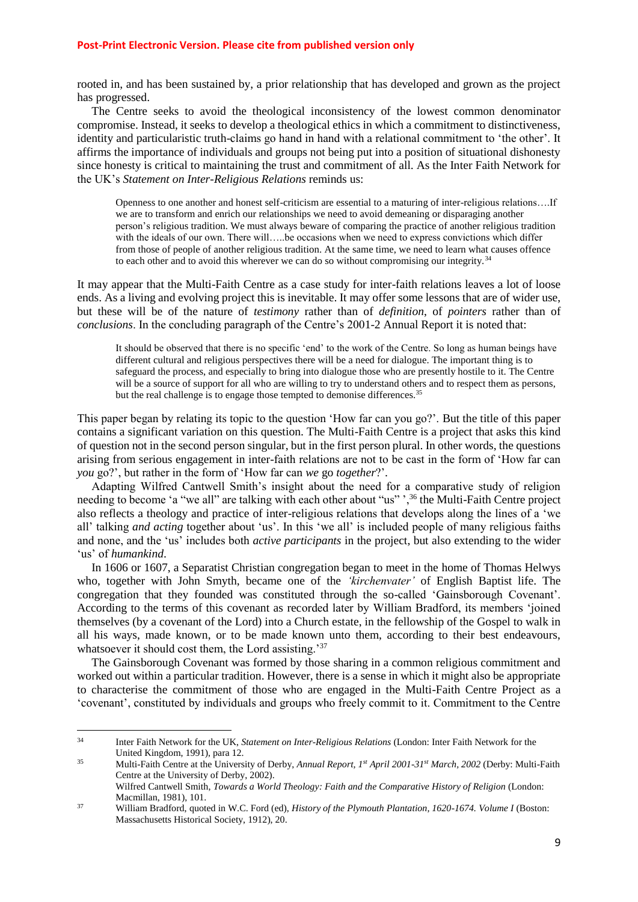rooted in, and has been sustained by, a prior relationship that has developed and grown as the project has progressed.

The Centre seeks to avoid the theological inconsistency of the lowest common denominator compromise. Instead, it seeks to develop a theological ethics in which a commitment to distinctiveness, identity and particularistic truth-claims go hand in hand with a relational commitment to 'the other'. It affirms the importance of individuals and groups not being put into a position of situational dishonesty since honesty is critical to maintaining the trust and commitment of all. As the Inter Faith Network for the UK's *Statement on Inter-Religious Relations* reminds us:

> Openness to one another and honest self-criticism are essential to a maturing of inter-religious relations….If we are to transform and enrich our relationships we need to avoid demeaning or disparaging another person's religious tradition. We must always beware of comparing the practice of another religious tradition with the ideals of our own. There will…..be occasions when we need to express convictions which differ from those of people of another religious tradition. At the same time, we need to learn what causes offence to each other and to avoid this wherever we can do so without compromising our integrity.[34]

It may appear that the Multi-Faith Centre as a case study for inter-faith relations leaves a lot of loose ends. As a living and evolving project this is inevitable. It may offer some lessons that are of wider use, but these will be of the nature of *testimony* rather than of *definition*, of *pointers* rather than of *conclusions*. In the concluding paragraph of the Centre's 2001-2 Annual Report it is noted that:

> It should be observed that there is no specific 'end' to the work of the Centre. So long as human beings have different cultural and religious perspectives there will be a need for dialogue. The important thing is to safeguard the process, and especially to bring into dialogue those who are presently hostile to it. The Centre will be a source of support for all who are willing to try to understand others and to respect them as persons, but the real challenge is to engage those tempted to demonise differences.[35]

This paper began by relating its topic to the question 'How far can you go?'. But the title of this paper contains a significant variation on this question. The Multi-Faith Centre is a project that asks this kind of question not in the second person singular, but in the first person plural. In other words, the questions arising from serious engagement in inter-faith relations are not to be cast in the form of 'How far can *you* go?', but rather in the form of 'How far can *we* go *together*?'.

Adapting Wilfred Cantwell Smith's insight about the need for a comparative study of religion needing to become 'a "we all" are talking with each other about "us" ',[36] the Multi-Faith Centre project also reflects a theology and practice of inter-religious relations that develops along the lines of a 'we all' talking *and acting* together about 'us'. In this 'we all' is included people of many religious faiths and none, and the 'us' includes both *active participants* in the project, but also extending to the wider 'us' of *humankind*.

In 1606 or 1607, a Separatist Christian congregation began to meet in the home of Thomas Helwys who, together with John Smyth, became one of the *'kirchenvater'* of English Baptist life. The congregation that they founded was constituted through the so-called 'Gainsborough Covenant'. According to the terms of this covenant as recorded later by William Bradford, its members 'joined themselves (by a covenant of the Lord) into a Church estate, in the fellowship of the Gospel to walk in all his ways, made known, or to be made known unto them, according to their best endeavours, whatsoever it should cost them, the Lord assisting.'[37]

The Gainsborough Covenant was formed by those sharing in a common religious commitment and worked out within a particular tradition. However, there is a sense in which it might also be appropriate to characterise the commitment of those who are engaged in the Multi-Faith Centre Project as a 'covenant', constituted by individuals and groups who freely commit to it. Commitment to the Centre

---

[34] Inter Faith Network for the UK, *Statement on Inter-Religious Relations* (London: Inter Faith Network for the United Kingdom, 1991), para 12.

[35] Multi-Faith Centre at the University of Derby, *Annual Report, 1st April 2001-31st March, 2002* (Derby: Multi-Faith Centre at the University of Derby, 2002).

[36] Wilfred Cantwell Smith, *Towards a World Theology: Faith and the Comparative History of Religion* (London: Macmillan, 1981), 101.

[37] William Bradford, quoted in W.C. Ford (ed), *History of the Plymouth Plantation, 1620-1674. Volume I* (Boston: Massachusetts Historical Society, 1912), 20.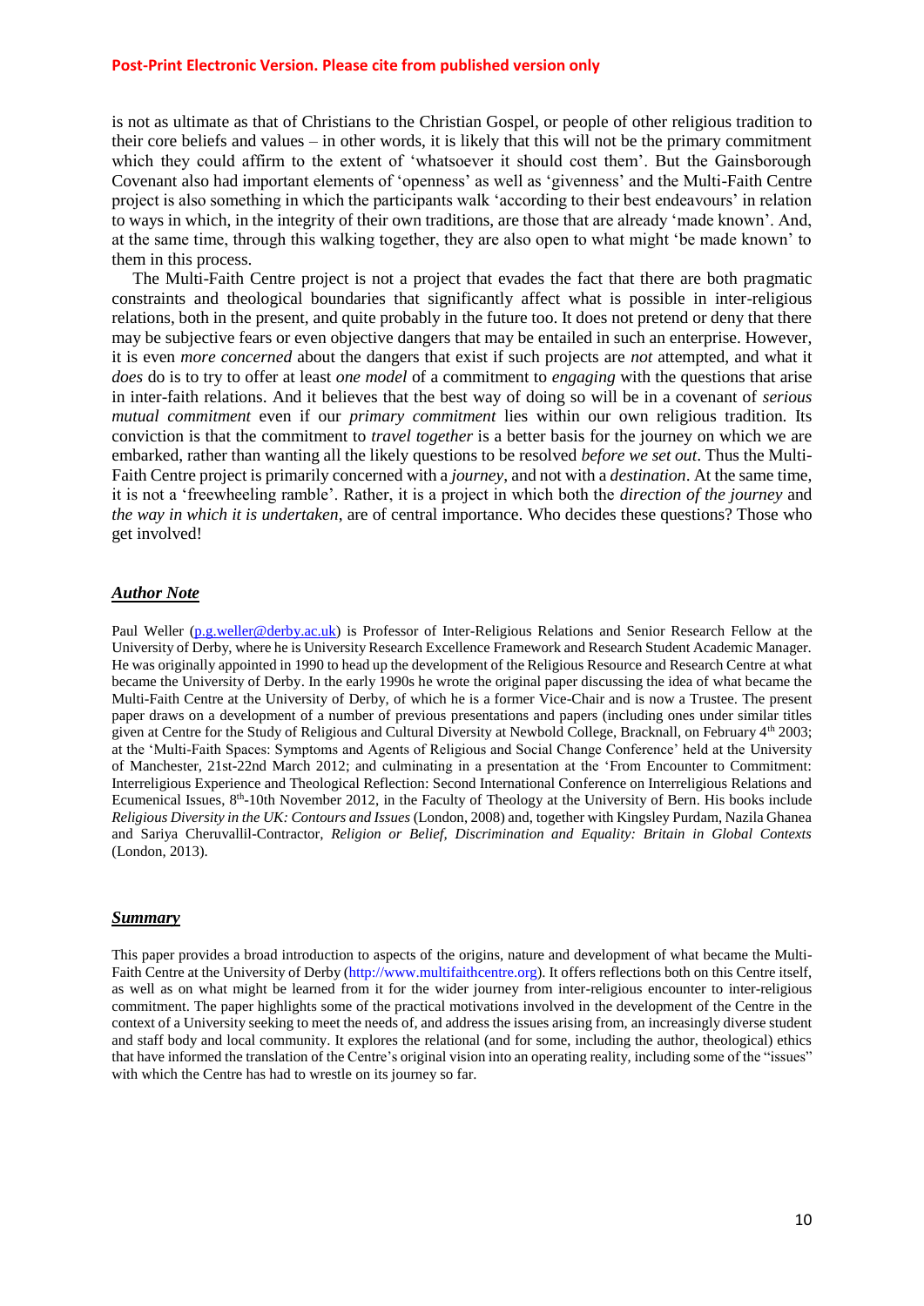is not as ultimate as that of Christians to the Christian Gospel, or people of other religious tradition to their core beliefs and values – in other words, it is likely that this will not be the primary commitment which they could affirm to the extent of 'whatsoever it should cost them'. But the Gainsborough Covenant also had important elements of 'openness' as well as 'givenness' and the Multi-Faith Centre project is also something in which the participants walk 'according to their best endeavours' in relation to ways in which, in the integrity of their own traditions, are those that are already 'made known'. And, at the same time, through this walking together, they are also open to what might 'be made known' to them in this process.

The Multi-Faith Centre project is not a project that evades the fact that there are both pragmatic constraints and theological boundaries that significantly affect what is possible in inter-religious relations, both in the present, and quite probably in the future too. It does not pretend or deny that there may be subjective fears or even objective dangers that may be entailed in such an enterprise. However, it is even *more concerned* about the dangers that exist if such projects are *not* attempted, and what it *does* do is to try to offer at least *one model* of a commitment to *engaging* with the questions that arise in inter-faith relations. And it believes that the best way of doing so will be in a covenant of *serious mutual commitment* even if our *primary commitment* lies within our own religious tradition. Its conviction is that the commitment to *travel together* is a better basis for the journey on which we are embarked, rather than wanting all the likely questions to be resolved *before we set out*. Thus the Multi-Faith Centre project is primarily concerned with a *journey*, and not with a *destination*. At the same time, it is not a 'freewheeling ramble'. Rather, it is a project in which both the *direction of the journey* and *the way in which it is undertaken*, are of central importance. Who decides these questions? Those who get involved!

## ***Author Note***

Paul Weller (p.g.weller@derby.ac.uk) is Professor of Inter-Religious Relations and Senior Research Fellow at the University of Derby, where he is University Research Excellence Framework and Research Student Academic Manager. He was originally appointed in 1990 to head up the development of the Religious Resource and Research Centre at what became the University of Derby. In the early 1990s he wrote the original paper discussing the idea of what became the Multi-Faith Centre at the University of Derby, of which he is a former Vice-Chair and is now a Trustee. The present paper draws on a development of a number of previous presentations and papers (including ones under similar titles given at Centre for the Study of Religious and Cultural Diversity at Newbold College, Bracknall, on February 4th 2003; at the 'Multi-Faith Spaces: Symptoms and Agents of Religious and Social Change Conference' held at the University of Manchester, 21st-22nd March 2012; and culminating in a presentation at the 'From Encounter to Commitment: Interreligious Experience and Theological Reflection: Second International Conference on Interreligious Relations and Ecumenical Issues, 8th-10th November 2012, in the Faculty of Theology at the University of Bern. His books include *Religious Diversity in the UK: Contours and Issues* (London, 2008) and, together with Kingsley Purdam, Nazila Ghanea and Sariya Cheruvallil-Contractor, *Religion or Belief, Discrimination and Equality: Britain in Global Contexts* (London, 2013).

## ***Summary***

This paper provides a broad introduction to aspects of the origins, nature and development of what became the Multi-Faith Centre at the University of Derby (http://www.multifaithcentre.org). It offers reflections both on this Centre itself, as well as on what might be learned from it for the wider journey from inter-religious encounter to inter-religious commitment. The paper highlights some of the practical motivations involved in the development of the Centre in the context of a University seeking to meet the needs of, and address the issues arising from, an increasingly diverse student and staff body and local community. It explores the relational (and for some, including the author, theological) ethics that have informed the translation of the Centre's original vision into an operating reality, including some of the "issues" with which the Centre has had to wrestle on its journey so far.